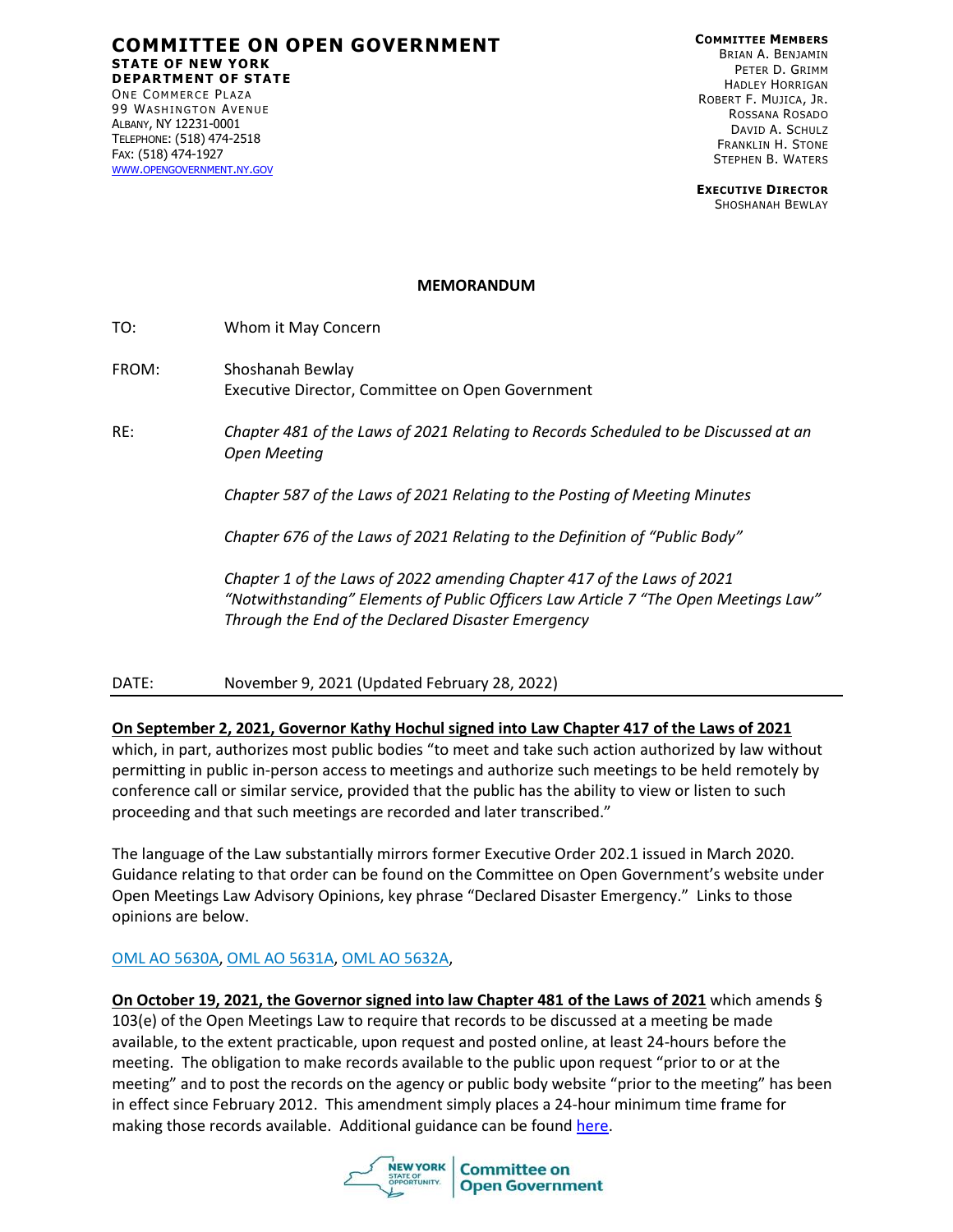# COMMITTEE ON OPEN GOVERNMENT

**STATE OF NEW YORK**
**DEPARTMENT OF STATE**
ONE COMMERCE PLAZA
99 WASHINGTON AVENUE
ALBANY, NY 12231-0001
TELEPHONE: (518) 474-2518
FAX: (518) 474-1927
WWW.OPENGOVERNMENT.NY.GOV

**COMMITTEE MEMBERS**
BRIAN A. BENJAMIN
PETER D. GRIMM
HADLEY HORRIGAN
ROBERT F. MUJICA, JR.
ROSSANA ROSADO
DAVID A. SCHULZ
FRANKLIN H. STONE
STEPHEN B. WATERS

**EXECUTIVE DIRECTOR**
SHOSHANAH BEWLAY

## MEMORANDUM

TO: Whom it May Concern

FROM: Shoshanah Bewlay
Executive Director, Committee on Open Government

RE: *Chapter 481 of the Laws of 2021 Relating to Records Scheduled to be Discussed at an Open Meeting*

*Chapter 587 of the Laws of 2021 Relating to the Posting of Meeting Minutes*

*Chapter 676 of the Laws of 2021 Relating to the Definition of "Public Body"*

*Chapter 1 of the Laws of 2022 amending Chapter 417 of the Laws of 2021 "Notwithstanding" Elements of Public Officers Law Article 7 "The Open Meetings Law" Through the End of the Declared Disaster Emergency*

DATE: November 9, 2021 (Updated February 28, 2022)

---

**On September 2, 2021, Governor Kathy Hochul signed into Law Chapter 417 of the Laws of 2021** which, in part, authorizes most public bodies "to meet and take such action authorized by law without permitting in public in-person access to meetings and authorize such meetings to be held remotely by conference call or similar service, provided that the public has the ability to view or listen to such proceeding and that such meetings are recorded and later transcribed."

The language of the Law substantially mirrors former Executive Order 202.1 issued in March 2020. Guidance relating to that order can be found on the Committee on Open Government's website under Open Meetings Law Advisory Opinions, key phrase "Declared Disaster Emergency." Links to those opinions are below.

OML AO 5630A, OML AO 5631A, OML AO 5632A,

**On October 19, 2021, the Governor signed into law Chapter 481 of the Laws of 2021** which amends § 103(e) of the Open Meetings Law to require that records to be discussed at a meeting be made available, to the extent practicable, upon request and posted online, at least 24-hours before the meeting. The obligation to make records available to the public upon request "prior to or at the meeting" and to post the records on the agency or public body website "prior to the meeting" has been in effect since February 2012. This amendment simply places a 24-hour minimum time frame for making those records available. Additional guidance can be found here.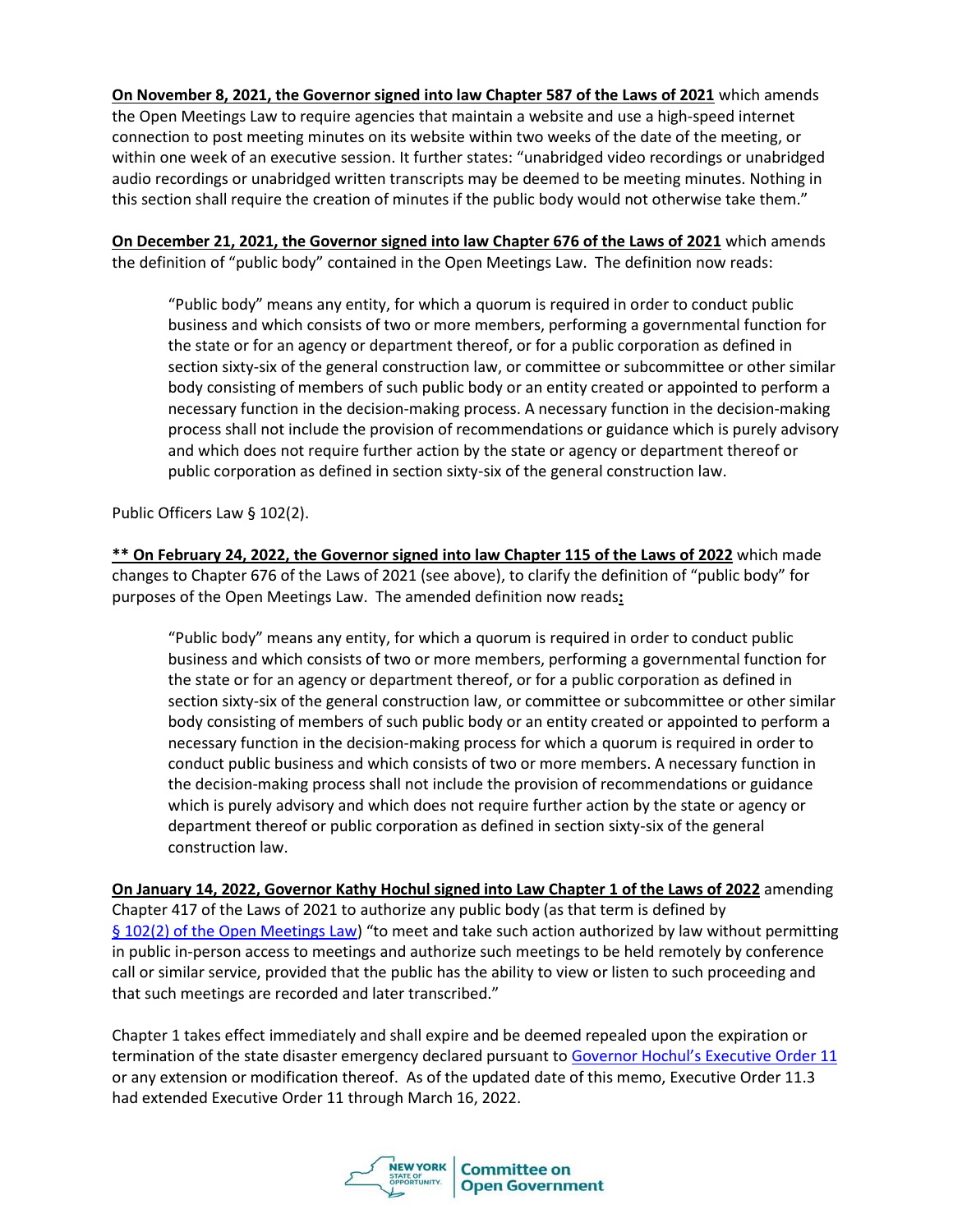**On November 8, 2021, the Governor signed into law Chapter 587 of the Laws of 2021** which amends the Open Meetings Law to require agencies that maintain a website and use a high-speed internet connection to post meeting minutes on its website within two weeks of the date of the meeting, or within one week of an executive session. It further states: "unabridged video recordings or unabridged audio recordings or unabridged written transcripts may be deemed to be meeting minutes. Nothing in this section shall require the creation of minutes if the public body would not otherwise take them."

**On December 21, 2021, the Governor signed into law Chapter 676 of the Laws of 2021** which amends the definition of "public body" contained in the Open Meetings Law. The definition now reads:

> "Public body" means any entity, for which a quorum is required in order to conduct public business and which consists of two or more members, performing a governmental function for the state or for an agency or department thereof, or for a public corporation as defined in section sixty-six of the general construction law, or committee or subcommittee or other similar body consisting of members of such public body or an entity created or appointed to perform a necessary function in the decision-making process. A necessary function in the decision-making process shall not include the provision of recommendations or guidance which is purely advisory and which does not require further action by the state or agency or department thereof or public corporation as defined in section sixty-six of the general construction law.

Public Officers Law § 102(2).

**** On February 24, 2022, the Governor signed into law Chapter 115 of the Laws of 2022** which made changes to Chapter 676 of the Laws of 2021 (see above), to clarify the definition of "public body" for purposes of the Open Meetings Law. The amended definition now reads**:**

> "Public body" means any entity, for which a quorum is required in order to conduct public business and which consists of two or more members, performing a governmental function for the state or for an agency or department thereof, or for a public corporation as defined in section sixty-six of the general construction law, or committee or subcommittee or other similar body consisting of members of such public body or an entity created or appointed to perform a necessary function in the decision-making process for which a quorum is required in order to conduct public business and which consists of two or more members. A necessary function in the decision-making process shall not include the provision of recommendations or guidance which is purely advisory and which does not require further action by the state or agency or department thereof or public corporation as defined in section sixty-six of the general construction law.

**On January 14, 2022, Governor Kathy Hochul signed into Law Chapter 1 of the Laws of 2022** amending Chapter 417 of the Laws of 2021 to authorize any public body (as that term is defined by [§ 102(2) of the Open Meetings Law]) "to meet and take such action authorized by law without permitting in public in-person access to meetings and authorize such meetings to be held remotely by conference call or similar service, provided that the public has the ability to view or listen to such proceeding and that such meetings are recorded and later transcribed."

Chapter 1 takes effect immediately and shall expire and be deemed repealed upon the expiration or termination of the state disaster emergency declared pursuant to [Governor Hochul's Executive Order 11] or any extension or modification thereof. As of the updated date of this memo, Executive Order 11.3 had extended Executive Order 11 through March 16, 2022.